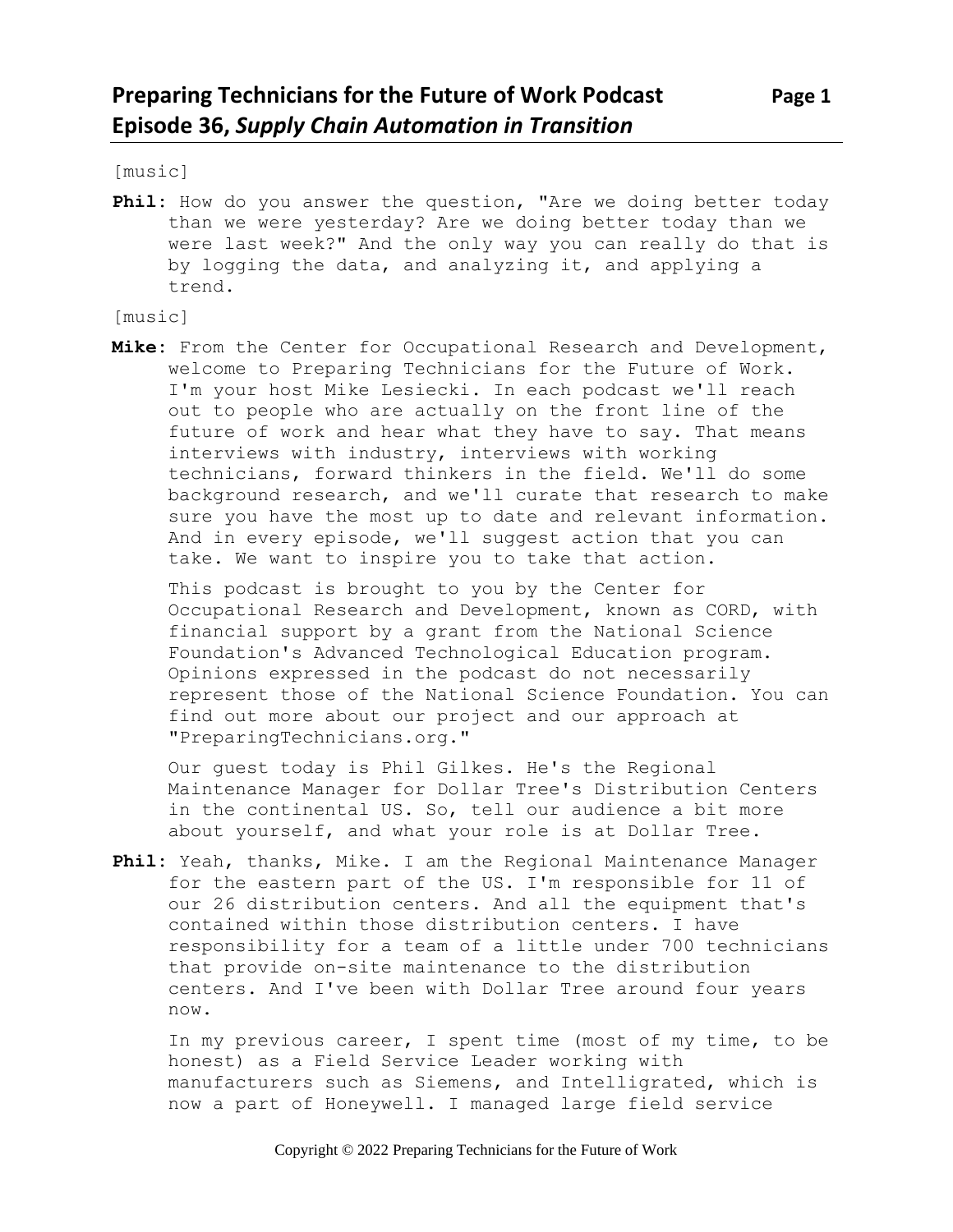# Preparing Technicians for the Future of Work Podcast
## Episode 36, *Supply Chain Automation in Transition*

[music]

**Phil**: How do you answer the question, "Are we doing better today than we were yesterday? Are we doing better today than we were last week?" And the only way you can really do that is by logging the data, and analyzing it, and applying a trend.

[music]

**Mike**: From the Center for Occupational Research and Development, welcome to Preparing Technicians for the Future of Work. I'm your host Mike Lesiecki. In each podcast we'll reach out to people who are actually on the front line of the future of work and hear what they have to say. That means interviews with industry, interviews with working technicians, forward thinkers in the field. We'll do some background research, and we'll curate that research to make sure you have the most up to date and relevant information. And in every episode, we'll suggest action that you can take. We want to inspire you to take that action.

This podcast is brought to you by the Center for Occupational Research and Development, known as CORD, with financial support by a grant from the National Science Foundation's Advanced Technological Education program. Opinions expressed in the podcast do not necessarily represent those of the National Science Foundation. You can find out more about our project and our approach at "PreparingTechnicians.org."

Our guest today is Phil Gilkes. He's the Regional Maintenance Manager for Dollar Tree's Distribution Centers in the continental US. So, tell our audience a bit more about yourself, and what your role is at Dollar Tree.

**Phil**: Yeah, thanks, Mike. I am the Regional Maintenance Manager for the eastern part of the US. I'm responsible for 11 of our 26 distribution centers. And all the equipment that's contained within those distribution centers. I have responsibility for a team of a little under 700 technicians that provide on-site maintenance to the distribution centers. And I've been with Dollar Tree around four years now.

In my previous career, I spent time (most of my time, to be honest) as a Field Service Leader working with manufacturers such as Siemens, and Intelligrated, which is now a part of Honeywell. I managed large field service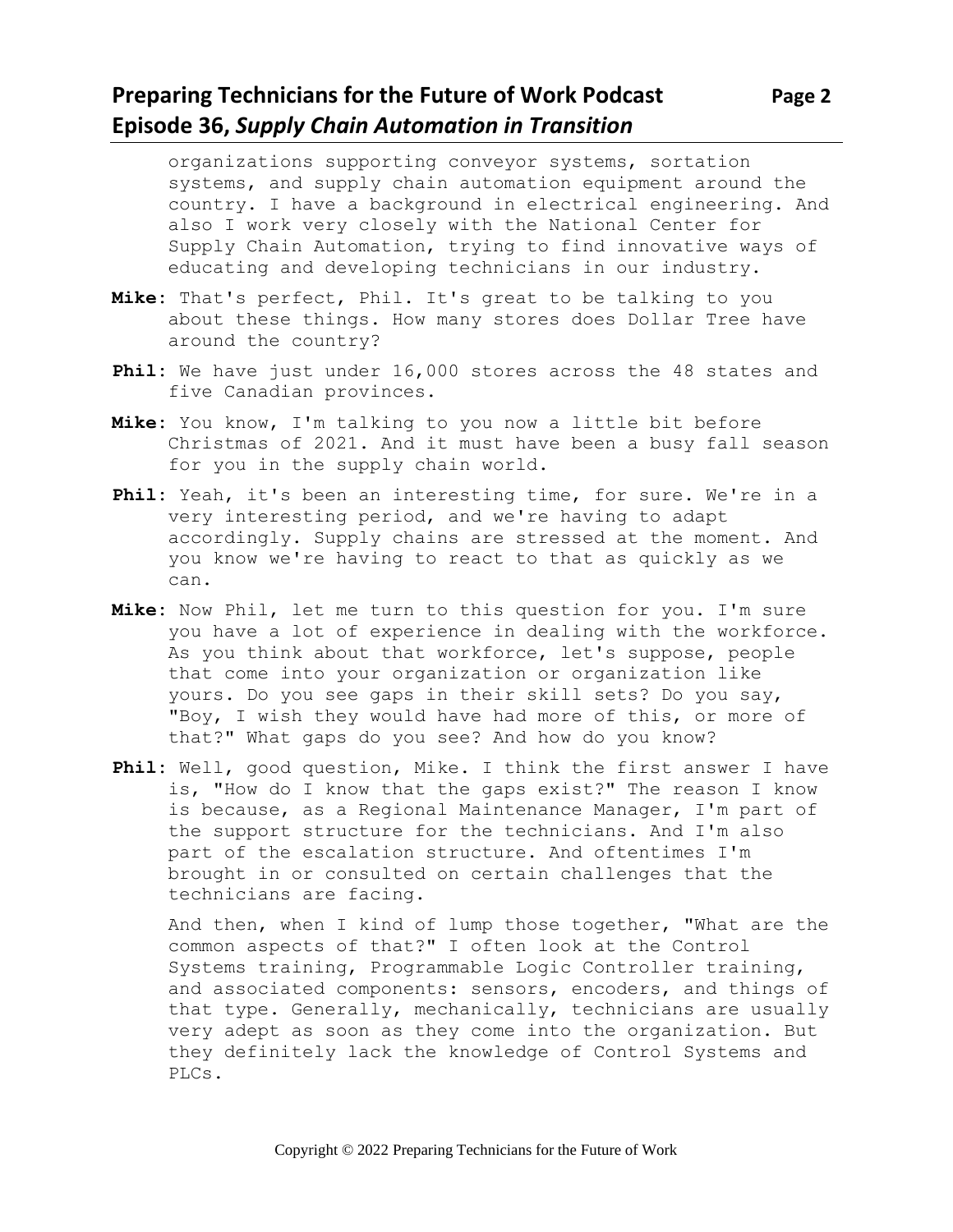organizations supporting conveyor systems, sortation systems, and supply chain automation equipment around the country. I have a background in electrical engineering. And also I work very closely with the National Center for Supply Chain Automation, trying to find innovative ways of educating and developing technicians in our industry.

**Mike**: That's perfect, Phil. It's great to be talking to you about these things. How many stores does Dollar Tree have around the country?

**Phil**: We have just under 16,000 stores across the 48 states and five Canadian provinces.

**Mike**: You know, I'm talking to you now a little bit before Christmas of 2021. And it must have been a busy fall season for you in the supply chain world.

**Phil**: Yeah, it's been an interesting time, for sure. We're in a very interesting period, and we're having to adapt accordingly. Supply chains are stressed at the moment. And you know we're having to react to that as quickly as we can.

**Mike**: Now Phil, let me turn to this question for you. I'm sure you have a lot of experience in dealing with the workforce. As you think about that workforce, let's suppose, people that come into your organization or organization like yours. Do you see gaps in their skill sets? Do you say, "Boy, I wish they would have had more of this, or more of that?" What gaps do you see? And how do you know?

**Phil**: Well, good question, Mike. I think the first answer I have is, "How do I know that the gaps exist?" The reason I know is because, as a Regional Maintenance Manager, I'm part of the support structure for the technicians. And I'm also part of the escalation structure. And oftentimes I'm brought in or consulted on certain challenges that the technicians are facing.

And then, when I kind of lump those together, "What are the common aspects of that?" I often look at the Control Systems training, Programmable Logic Controller training, and associated components: sensors, encoders, and things of that type. Generally, mechanically, technicians are usually very adept as soon as they come into the organization. But they definitely lack the knowledge of Control Systems and PLCs.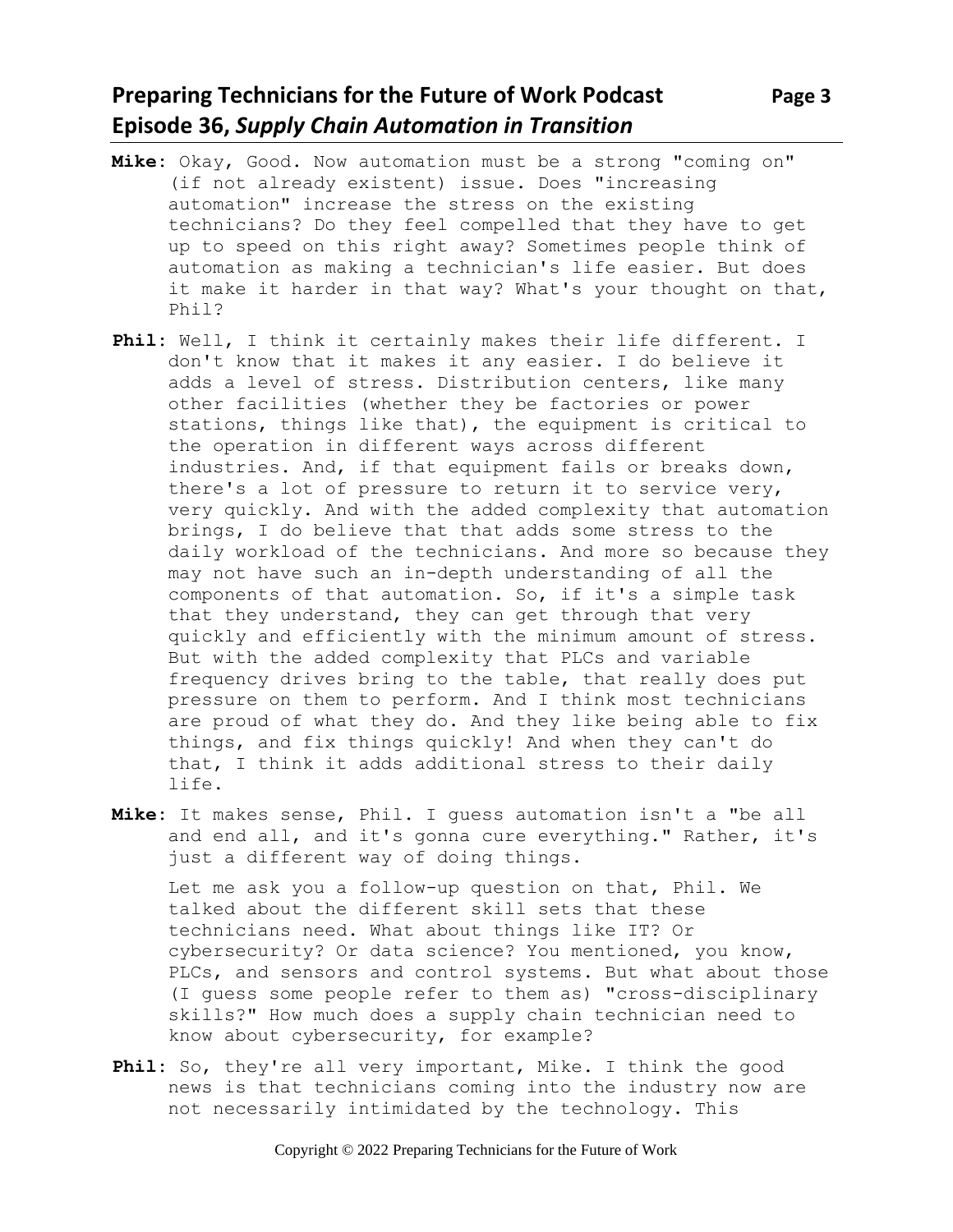**Mike**: Okay, Good. Now automation must be a strong "coming on" (if not already existent) issue. Does "increasing automation" increase the stress on the existing technicians? Do they feel compelled that they have to get up to speed on this right away? Sometimes people think of automation as making a technician's life easier. But does it make it harder in that way? What's your thought on that, Phil?

**Phil**: Well, I think it certainly makes their life different. I don't know that it makes it any easier. I do believe it adds a level of stress. Distribution centers, like many other facilities (whether they be factories or power stations, things like that), the equipment is critical to the operation in different ways across different industries. And, if that equipment fails or breaks down, there's a lot of pressure to return it to service very, very quickly. And with the added complexity that automation brings, I do believe that that adds some stress to the daily workload of the technicians. And more so because they may not have such an in-depth understanding of all the components of that automation. So, if it's a simple task that they understand, they can get through that very quickly and efficiently with the minimum amount of stress. But with the added complexity that PLCs and variable frequency drives bring to the table, that really does put pressure on them to perform. And I think most technicians are proud of what they do. And they like being able to fix things, and fix things quickly! And when they can't do that, I think it adds additional stress to their daily life.

**Mike**: It makes sense, Phil. I guess automation isn't a "be all and end all, and it's gonna cure everything." Rather, it's just a different way of doing things.

Let me ask you a follow-up question on that, Phil. We talked about the different skill sets that these technicians need. What about things like IT? Or cybersecurity? Or data science? You mentioned, you know, PLCs, and sensors and control systems. But what about those (I guess some people refer to them as) "cross-disciplinary skills?" How much does a supply chain technician need to know about cybersecurity, for example?

**Phil**: So, they're all very important, Mike. I think the good news is that technicians coming into the industry now are not necessarily intimidated by the technology. This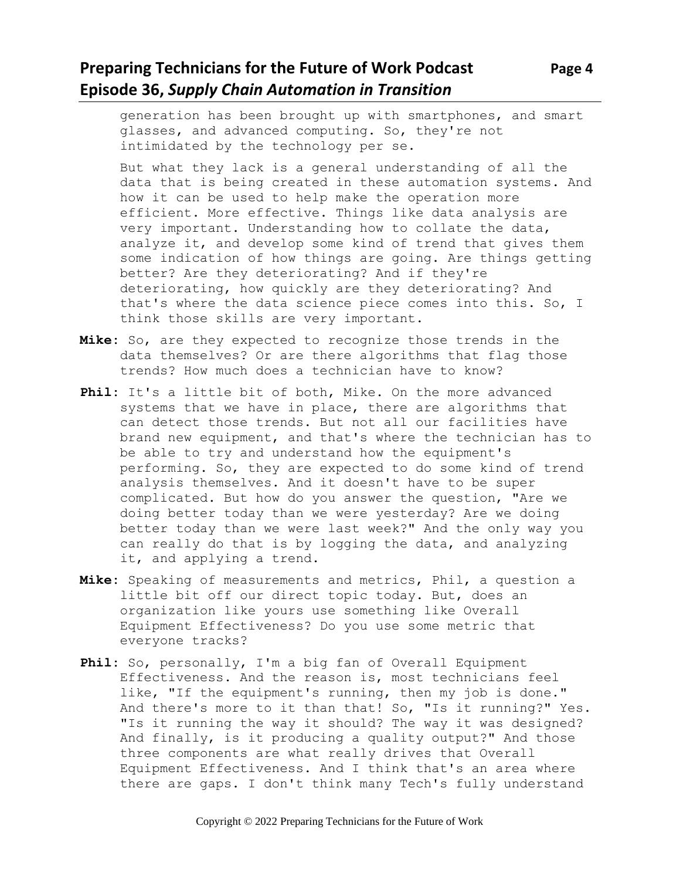generation has been brought up with smartphones, and smart glasses, and advanced computing. So, they're not intimidated by the technology per se.

But what they lack is a general understanding of all the data that is being created in these automation systems. And how it can be used to help make the operation more efficient. More effective. Things like data analysis are very important. Understanding how to collate the data, analyze it, and develop some kind of trend that gives them some indication of how things are going. Are things getting better? Are they deteriorating? And if they're deteriorating, how quickly are they deteriorating? And that's where the data science piece comes into this. So, I think those skills are very important.

**Mike**: So, are they expected to recognize those trends in the data themselves? Or are there algorithms that flag those trends? How much does a technician have to know?

**Phil**: It's a little bit of both, Mike. On the more advanced systems that we have in place, there are algorithms that can detect those trends. But not all our facilities have brand new equipment, and that's where the technician has to be able to try and understand how the equipment's performing. So, they are expected to do some kind of trend analysis themselves. And it doesn't have to be super complicated. But how do you answer the question, "Are we doing better today than we were yesterday? Are we doing better today than we were last week?" And the only way you can really do that is by logging the data, and analyzing it, and applying a trend.

**Mike**: Speaking of measurements and metrics, Phil, a question a little bit off our direct topic today. But, does an organization like yours use something like Overall Equipment Effectiveness? Do you use some metric that everyone tracks?

**Phil**: So, personally, I'm a big fan of Overall Equipment Effectiveness. And the reason is, most technicians feel like, "If the equipment's running, then my job is done." And there's more to it than that! So, "Is it running?" Yes. "Is it running the way it should? The way it was designed? And finally, is it producing a quality output?" And those three components are what really drives that Overall Equipment Effectiveness. And I think that's an area where there are gaps. I don't think many Tech's fully understand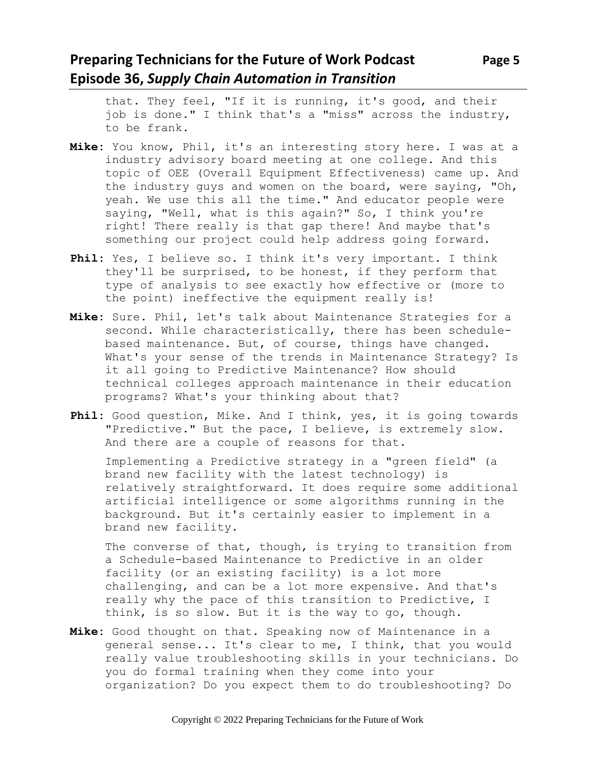that. They feel, "If it is running, it's good, and their job is done." I think that's a "miss" across the industry, to be frank.

**Mike**: You know, Phil, it's an interesting story here. I was at a industry advisory board meeting at one college. And this topic of OEE (Overall Equipment Effectiveness) came up. And the industry guys and women on the board, were saying, "Oh, yeah. We use this all the time." And educator people were saying, "Well, what is this again?" So, I think you're right! There really is that gap there! And maybe that's something our project could help address going forward.

**Phil**: Yes, I believe so. I think it's very important. I think they'll be surprised, to be honest, if they perform that type of analysis to see exactly how effective or (more to the point) ineffective the equipment really is!

**Mike**: Sure. Phil, let's talk about Maintenance Strategies for a second. While characteristically, there has been schedule-based maintenance. But, of course, things have changed. What's your sense of the trends in Maintenance Strategy? Is it all going to Predictive Maintenance? How should technical colleges approach maintenance in their education programs? What's your thinking about that?

**Phil**: Good question, Mike. And I think, yes, it is going towards "Predictive." But the pace, I believe, is extremely slow. And there are a couple of reasons for that.

Implementing a Predictive strategy in a "green field" (a brand new facility with the latest technology) is relatively straightforward. It does require some additional artificial intelligence or some algorithms running in the background. But it's certainly easier to implement in a brand new facility.

The converse of that, though, is trying to transition from a Schedule-based Maintenance to Predictive in an older facility (or an existing facility) is a lot more challenging, and can be a lot more expensive. And that's really why the pace of this transition to Predictive, I think, is so slow. But it is the way to go, though.

**Mike**: Good thought on that. Speaking now of Maintenance in a general sense... It's clear to me, I think, that you would really value troubleshooting skills in your technicians. Do you do formal training when they come into your organization? Do you expect them to do troubleshooting? Do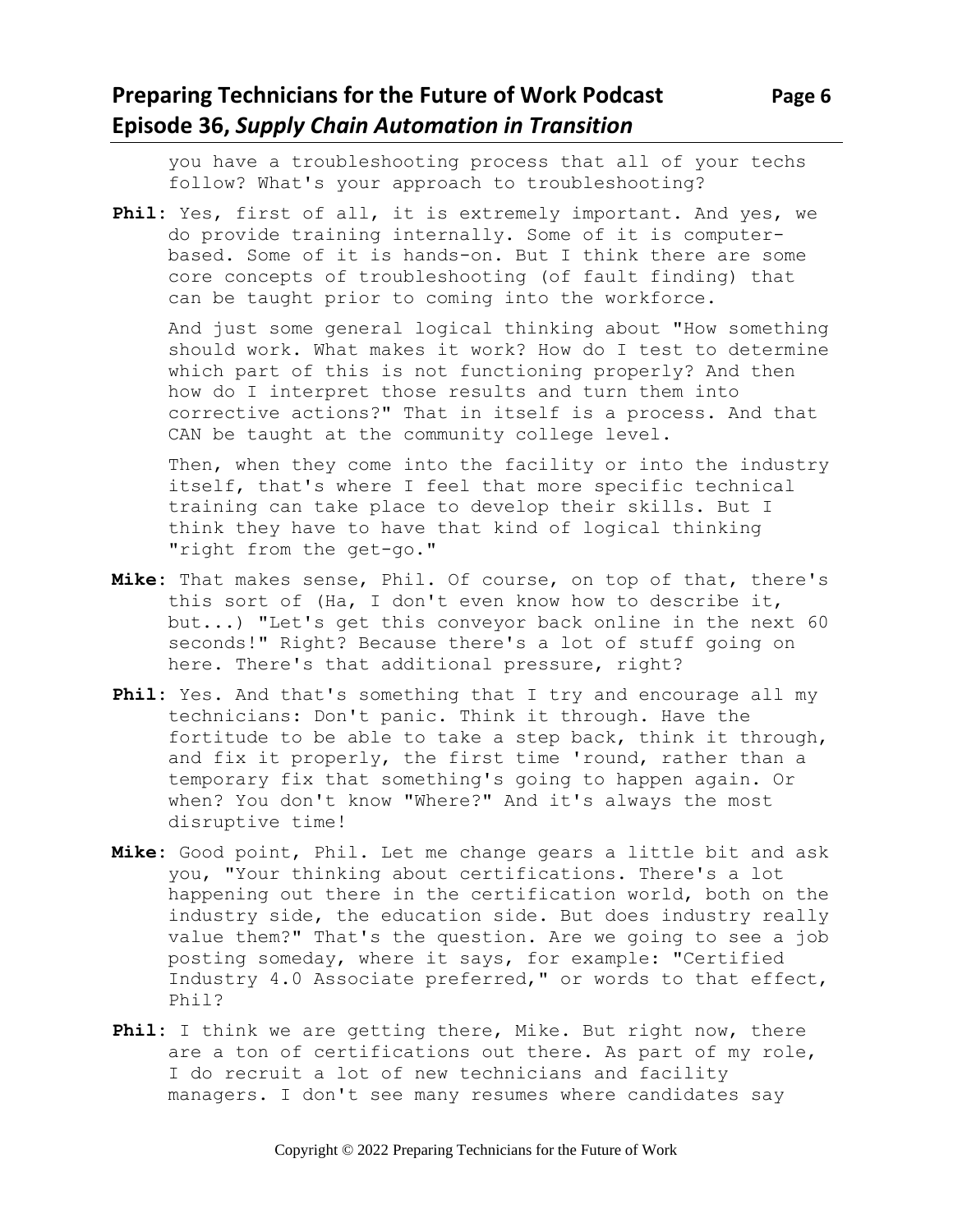you have a troubleshooting process that all of your techs follow? What's your approach to troubleshooting?

**Phil**: Yes, first of all, it is extremely important. And yes, we do provide training internally. Some of it is computer-based. Some of it is hands-on. But I think there are some core concepts of troubleshooting (of fault finding) that can be taught prior to coming into the workforce.

And just some general logical thinking about "How something should work. What makes it work? How do I test to determine which part of this is not functioning properly? And then how do I interpret those results and turn them into corrective actions?" That in itself is a process. And that CAN be taught at the community college level.

Then, when they come into the facility or into the industry itself, that's where I feel that more specific technical training can take place to develop their skills. But I think they have to have that kind of logical thinking "right from the get-go."

**Mike**: That makes sense, Phil. Of course, on top of that, there's this sort of (Ha, I don't even know how to describe it, but...) "Let's get this conveyor back online in the next 60 seconds!" Right? Because there's a lot of stuff going on here. There's that additional pressure, right?

**Phil**: Yes. And that's something that I try and encourage all my technicians: Don't panic. Think it through. Have the fortitude to be able to take a step back, think it through, and fix it properly, the first time 'round, rather than a temporary fix that something's going to happen again. Or when? You don't know "Where?" And it's always the most disruptive time!

**Mike**: Good point, Phil. Let me change gears a little bit and ask you, "Your thinking about certifications. There's a lot happening out there in the certification world, both on the industry side, the education side. But does industry really value them?" That's the question. Are we going to see a job posting someday, where it says, for example: "Certified Industry 4.0 Associate preferred," or words to that effect, Phil?

**Phil**: I think we are getting there, Mike. But right now, there are a ton of certifications out there. As part of my role, I do recruit a lot of new technicians and facility managers. I don't see many resumes where candidates say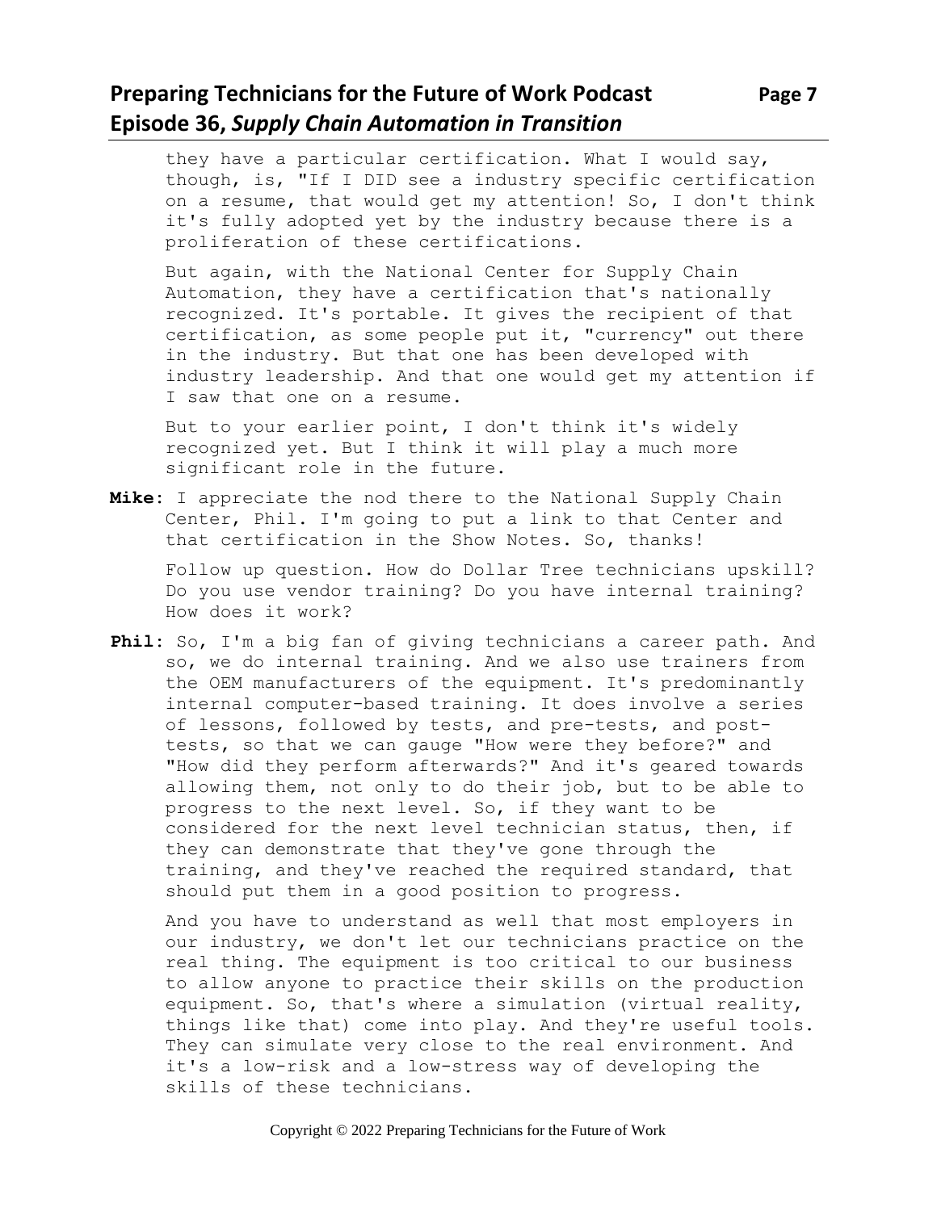they have a particular certification. What I would say, though, is, "If I DID see a industry specific certification on a resume, that would get my attention! So, I don't think it's fully adopted yet by the industry because there is a proliferation of these certifications.

But again, with the National Center for Supply Chain Automation, they have a certification that's nationally recognized. It's portable. It gives the recipient of that certification, as some people put it, "currency" out there in the industry. But that one has been developed with industry leadership. And that one would get my attention if I saw that one on a resume.

But to your earlier point, I don't think it's widely recognized yet. But I think it will play a much more significant role in the future.

**Mike**: I appreciate the nod there to the National Supply Chain Center, Phil. I'm going to put a link to that Center and that certification in the Show Notes. So, thanks!

Follow up question. How do Dollar Tree technicians upskill? Do you use vendor training? Do you have internal training? How does it work?

**Phil**: So, I'm a big fan of giving technicians a career path. And so, we do internal training. And we also use trainers from the OEM manufacturers of the equipment. It's predominantly internal computer-based training. It does involve a series of lessons, followed by tests, and pre-tests, and post-tests, so that we can gauge "How were they before?" and "How did they perform afterwards?" And it's geared towards allowing them, not only to do their job, but to be able to progress to the next level. So, if they want to be considered for the next level technician status, then, if they can demonstrate that they've gone through the training, and they've reached the required standard, that should put them in a good position to progress.

And you have to understand as well that most employers in our industry, we don't let our technicians practice on the real thing. The equipment is too critical to our business to allow anyone to practice their skills on the production equipment. So, that's where a simulation (virtual reality, things like that) come into play. And they're useful tools. They can simulate very close to the real environment. And it's a low-risk and a low-stress way of developing the skills of these technicians.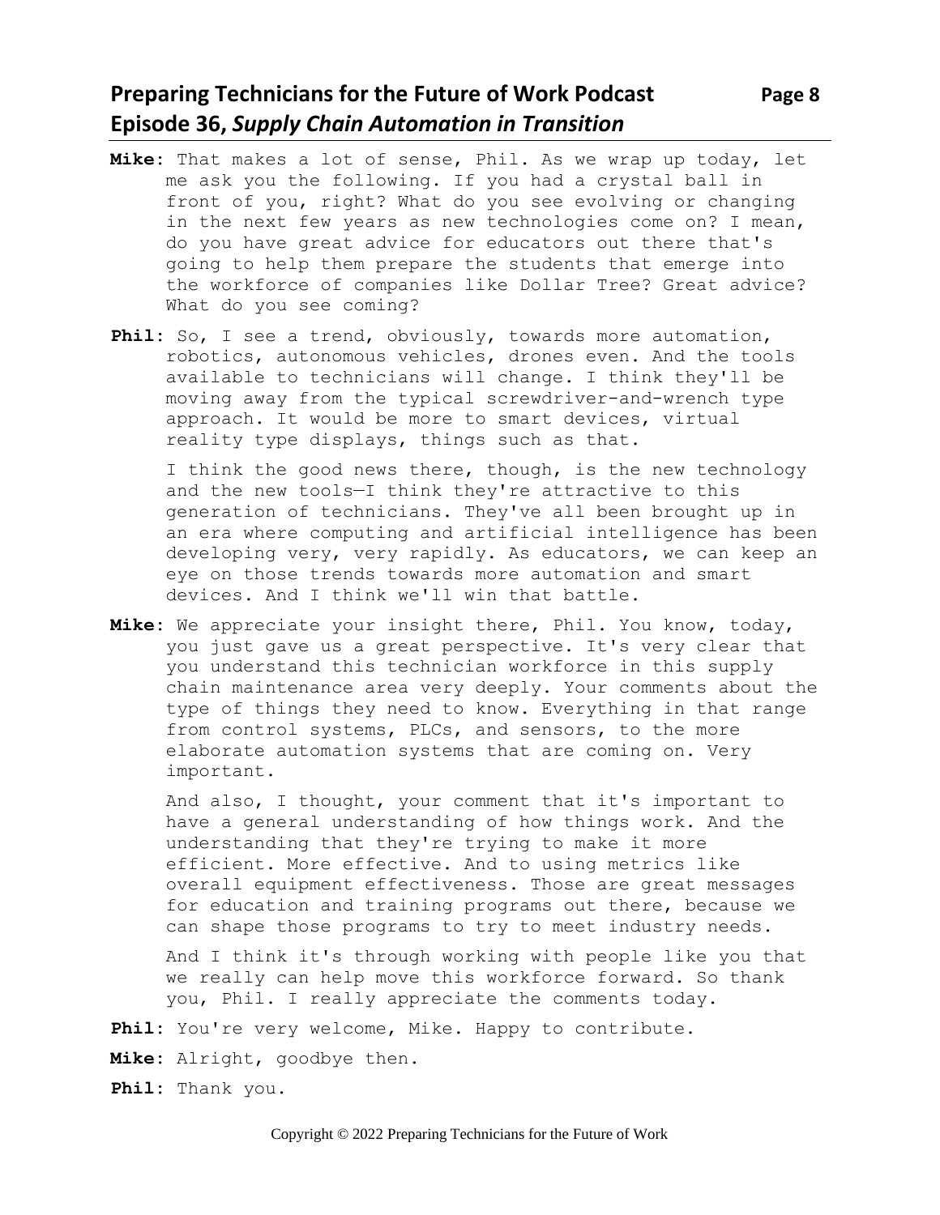**Mike**: That makes a lot of sense, Phil. As we wrap up today, let me ask you the following. If you had a crystal ball in front of you, right? What do you see evolving or changing in the next few years as new technologies come on? I mean, do you have great advice for educators out there that's going to help them prepare the students that emerge into the workforce of companies like Dollar Tree? Great advice? What do you see coming?

**Phil**: So, I see a trend, obviously, towards more automation, robotics, autonomous vehicles, drones even. And the tools available to technicians will change. I think they'll be moving away from the typical screwdriver-and-wrench type approach. It would be more to smart devices, virtual reality type displays, things such as that.

I think the good news there, though, is the new technology and the new tools—I think they're attractive to this generation of technicians. They've all been brought up in an era where computing and artificial intelligence has been developing very, very rapidly. As educators, we can keep an eye on those trends towards more automation and smart devices. And I think we'll win that battle.

**Mike**: We appreciate your insight there, Phil. You know, today, you just gave us a great perspective. It's very clear that you understand this technician workforce in this supply chain maintenance area very deeply. Your comments about the type of things they need to know. Everything in that range from control systems, PLCs, and sensors, to the more elaborate automation systems that are coming on. Very important.

And also, I thought, your comment that it's important to have a general understanding of how things work. And the understanding that they're trying to make it more efficient. More effective. And to using metrics like overall equipment effectiveness. Those are great messages for education and training programs out there, because we can shape those programs to try to meet industry needs.

And I think it's through working with people like you that we really can help move this workforce forward. So thank you, Phil. I really appreciate the comments today.

**Phil**: You're very welcome, Mike. Happy to contribute.

**Mike**: Alright, goodbye then.

**Phil**: Thank you.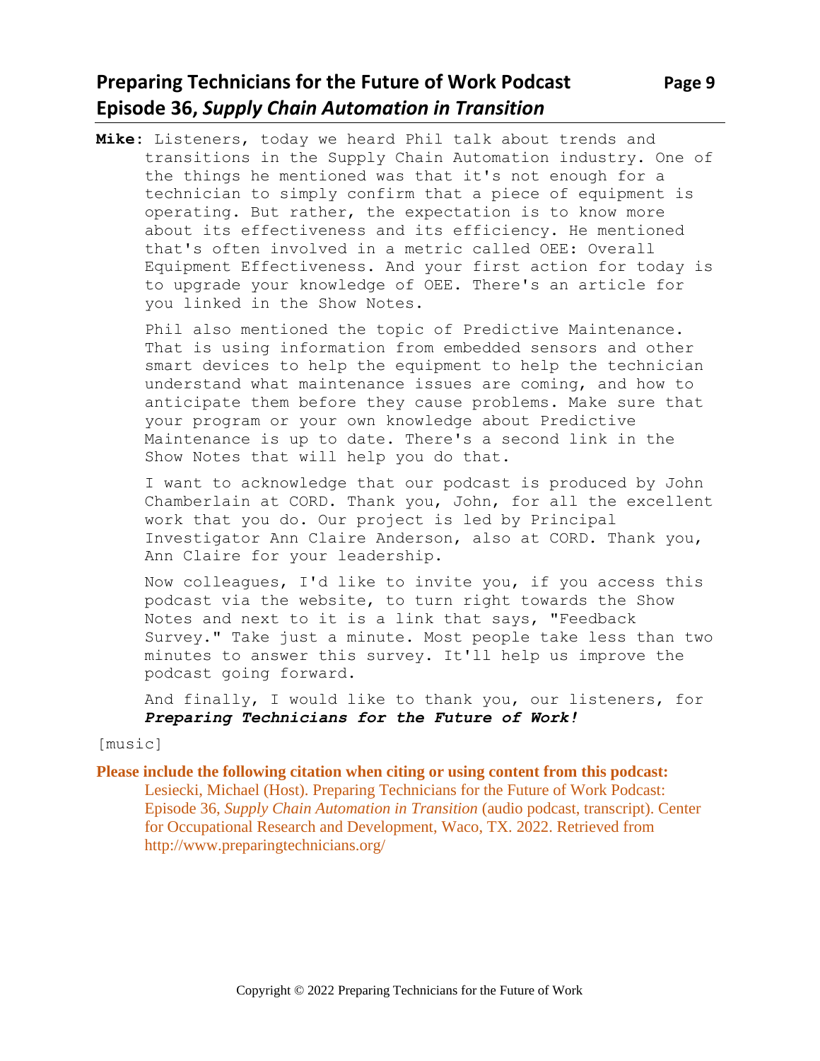**Mike**: Listeners, today we heard Phil talk about trends and transitions in the Supply Chain Automation industry. One of the things he mentioned was that it's not enough for a technician to simply confirm that a piece of equipment is operating. But rather, the expectation is to know more about its effectiveness and its efficiency. He mentioned that's often involved in a metric called OEE: Overall Equipment Effectiveness. And your first action for today is to upgrade your knowledge of OEE. There's an article for you linked in the Show Notes.

Phil also mentioned the topic of Predictive Maintenance. That is using information from embedded sensors and other smart devices to help the equipment to help the technician understand what maintenance issues are coming, and how to anticipate them before they cause problems. Make sure that your program or your own knowledge about Predictive Maintenance is up to date. There's a second link in the Show Notes that will help you do that.

I want to acknowledge that our podcast is produced by John Chamberlain at CORD. Thank you, John, for all the excellent work that you do. Our project is led by Principal Investigator Ann Claire Anderson, also at CORD. Thank you, Ann Claire for your leadership.

Now colleagues, I'd like to invite you, if you access this podcast via the website, to turn right towards the Show Notes and next to it is a link that says, "Feedback Survey." Take just a minute. Most people take less than two minutes to answer this survey. It'll help us improve the podcast going forward.

And finally, I would like to thank you, our listeners, for ***Preparing Technicians for the Future of Work!***

[music]

**Please include the following citation when citing or using content from this podcast:**

Lesiecki, Michael (Host). Preparing Technicians for the Future of Work Podcast: Episode 36, *Supply Chain Automation in Transition* (audio podcast, transcript). Center for Occupational Research and Development, Waco, TX. 2022. Retrieved from http://www.preparingtechnicians.org/

Copyright © 2022 Preparing Technicians for the Future of Work